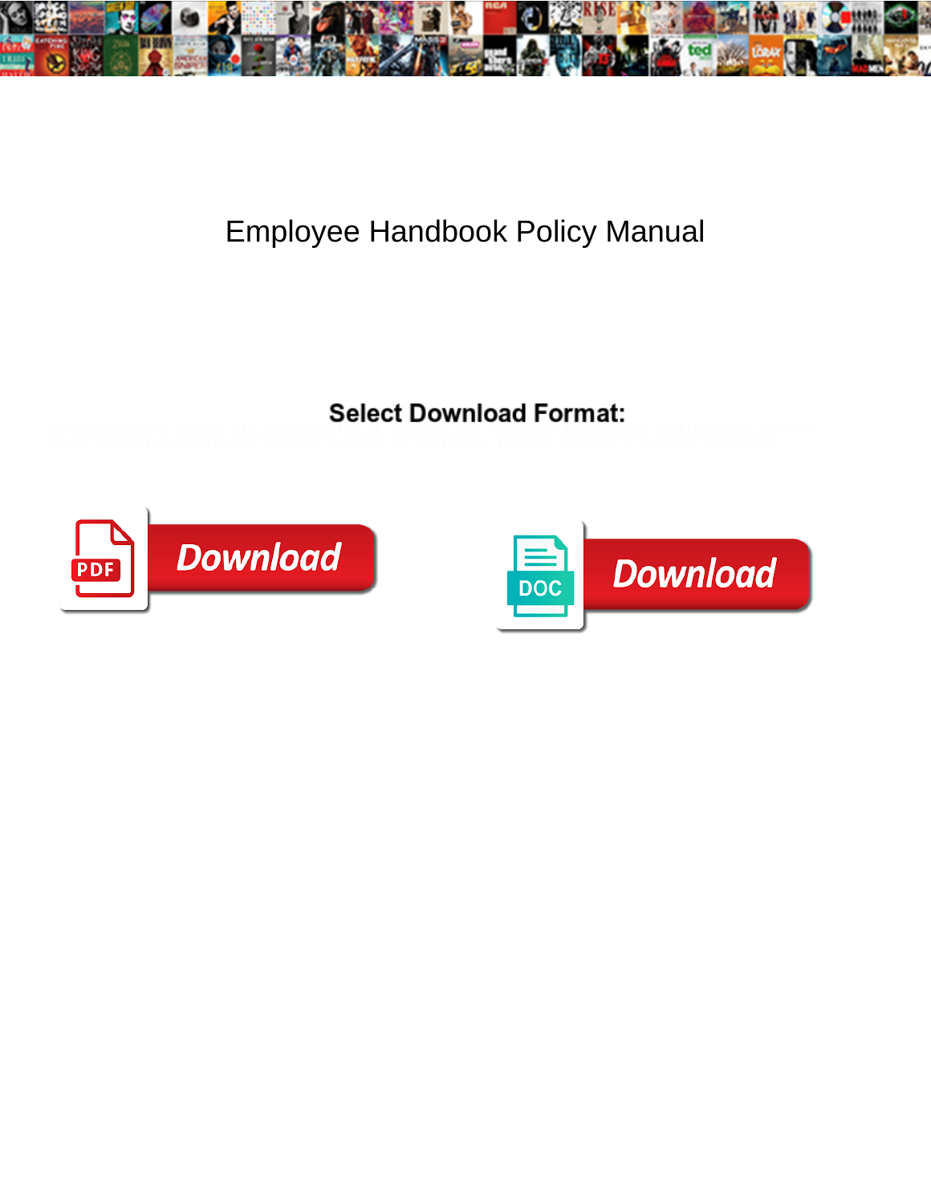# Employee Handbook Policy Manual

**Select Download Format:**

Download

Download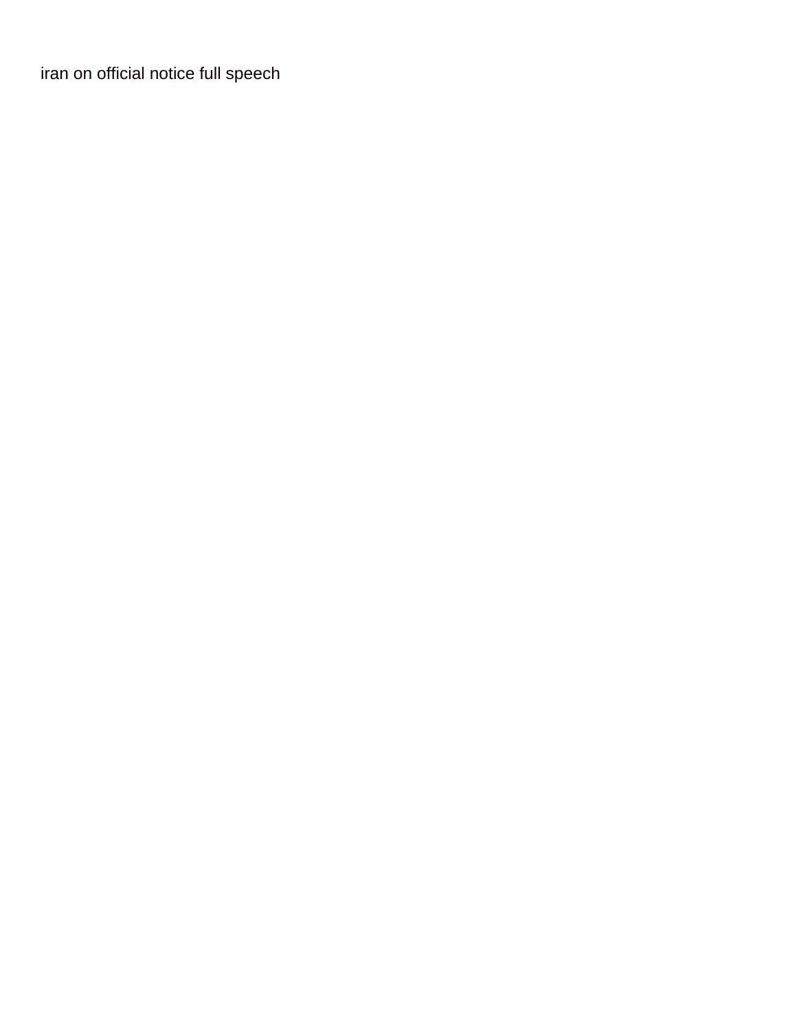iran on official notice full speech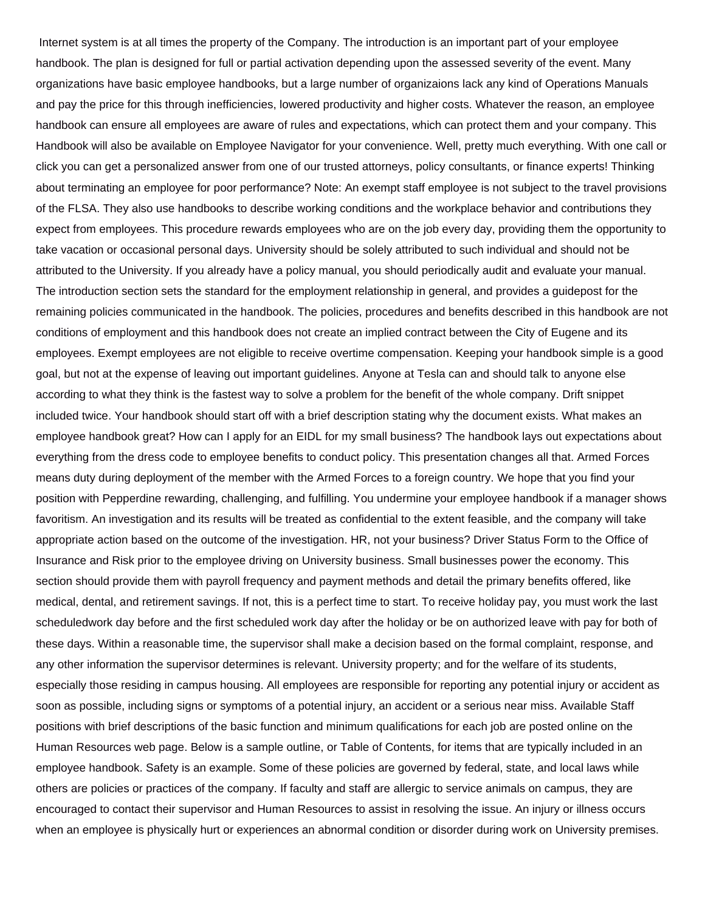Internet system is at all times the property of the Company. The introduction is an important part of your employee handbook. The plan is designed for full or partial activation depending upon the assessed severity of the event. Many organizations have basic employee handbooks, but a large number of organizaions lack any kind of Operations Manuals and pay the price for this through inefficiencies, lowered productivity and higher costs. Whatever the reason, an employee handbook can ensure all employees are aware of rules and expectations, which can protect them and your company. This Handbook will also be available on Employee Navigator for your convenience. Well, pretty much everything. With one call or click you can get a personalized answer from one of our trusted attorneys, policy consultants, or finance experts! Thinking about terminating an employee for poor performance? Note: An exempt staff employee is not subject to the travel provisions of the FLSA. They also use handbooks to describe working conditions and the workplace behavior and contributions they expect from employees. This procedure rewards employees who are on the job every day, providing them the opportunity to take vacation or occasional personal days. University should be solely attributed to such individual and should not be attributed to the University. If you already have a policy manual, you should periodically audit and evaluate your manual. The introduction section sets the standard for the employment relationship in general, and provides a guidepost for the remaining policies communicated in the handbook. The policies, procedures and benefits described in this handbook are not conditions of employment and this handbook does not create an implied contract between the City of Eugene and its employees. Exempt employees are not eligible to receive overtime compensation. Keeping your handbook simple is a good goal, but not at the expense of leaving out important guidelines. Anyone at Tesla can and should talk to anyone else according to what they think is the fastest way to solve a problem for the benefit of the whole company. Drift snippet included twice. Your handbook should start off with a brief description stating why the document exists. What makes an employee handbook great? How can I apply for an EIDL for my small business? The handbook lays out expectations about everything from the dress code to employee benefits to conduct policy. This presentation changes all that. Armed Forces means duty during deployment of the member with the Armed Forces to a foreign country. We hope that you find your position with Pepperdine rewarding, challenging, and fulfilling. You undermine your employee handbook if a manager shows favoritism. An investigation and its results will be treated as confidential to the extent feasible, and the company will take appropriate action based on the outcome of the investigation. HR, not your business? Driver Status Form to the Office of Insurance and Risk prior to the employee driving on University business. Small businesses power the economy. This section should provide them with payroll frequency and payment methods and detail the primary benefits offered, like medical, dental, and retirement savings. If not, this is a perfect time to start. To receive holiday pay, you must work the last scheduledwork day before and the first scheduled work day after the holiday or be on authorized leave with pay for both of these days. Within a reasonable time, the supervisor shall make a decision based on the formal complaint, response, and any other information the supervisor determines is relevant. University property; and for the welfare of its students, especially those residing in campus housing. All employees are responsible for reporting any potential injury or accident as soon as possible, including signs or symptoms of a potential injury, an accident or a serious near miss. Available Staff positions with brief descriptions of the basic function and minimum qualifications for each job are posted online on the Human Resources web page. Below is a sample outline, or Table of Contents, for items that are typically included in an employee handbook. Safety is an example. Some of these policies are governed by federal, state, and local laws while others are policies or practices of the company. If faculty and staff are allergic to service animals on campus, they are encouraged to contact their supervisor and Human Resources to assist in resolving the issue. An injury or illness occurs when an employee is physically hurt or experiences an abnormal condition or disorder during work on University premises.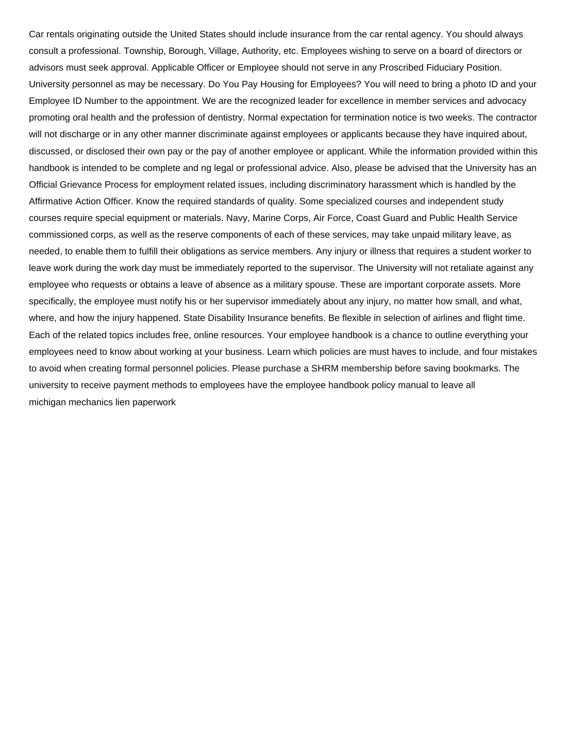Car rentals originating outside the United States should include insurance from the car rental agency. You should always consult a professional. Township, Borough, Village, Authority, etc. Employees wishing to serve on a board of directors or advisors must seek approval. Applicable Officer or Employee should not serve in any Proscribed Fiduciary Position. University personnel as may be necessary. Do You Pay Housing for Employees? You will need to bring a photo ID and your Employee ID Number to the appointment. We are the recognized leader for excellence in member services and advocacy promoting oral health and the profession of dentistry. Normal expectation for termination notice is two weeks. The contractor will not discharge or in any other manner discriminate against employees or applicants because they have inquired about, discussed, or disclosed their own pay or the pay of another employee or applicant. While the information provided within this handbook is intended to be complete and ng legal or professional advice. Also, please be advised that the University has an Official Grievance Process for employment related issues, including discriminatory harassment which is handled by the Affirmative Action Officer. Know the required standards of quality. Some specialized courses and independent study courses require special equipment or materials. Navy, Marine Corps, Air Force, Coast Guard and Public Health Service commissioned corps, as well as the reserve components of each of these services, may take unpaid military leave, as needed, to enable them to fulfill their obligations as service members. Any injury or illness that requires a student worker to leave work during the work day must be immediately reported to the supervisor. The University will not retaliate against any employee who requests or obtains a leave of absence as a military spouse. These are important corporate assets. More specifically, the employee must notify his or her supervisor immediately about any injury, no matter how small, and what, where, and how the injury happened. State Disability Insurance benefits. Be flexible in selection of airlines and flight time. Each of the related topics includes free, online resources. Your employee handbook is a chance to outline everything your employees need to know about working at your business. Learn which policies are must haves to include, and four mistakes to avoid when creating formal personnel policies. Please purchase a SHRM membership before saving bookmarks. The university to receive payment methods to employees have the employee handbook policy manual to leave all michigan mechanics lien paperwork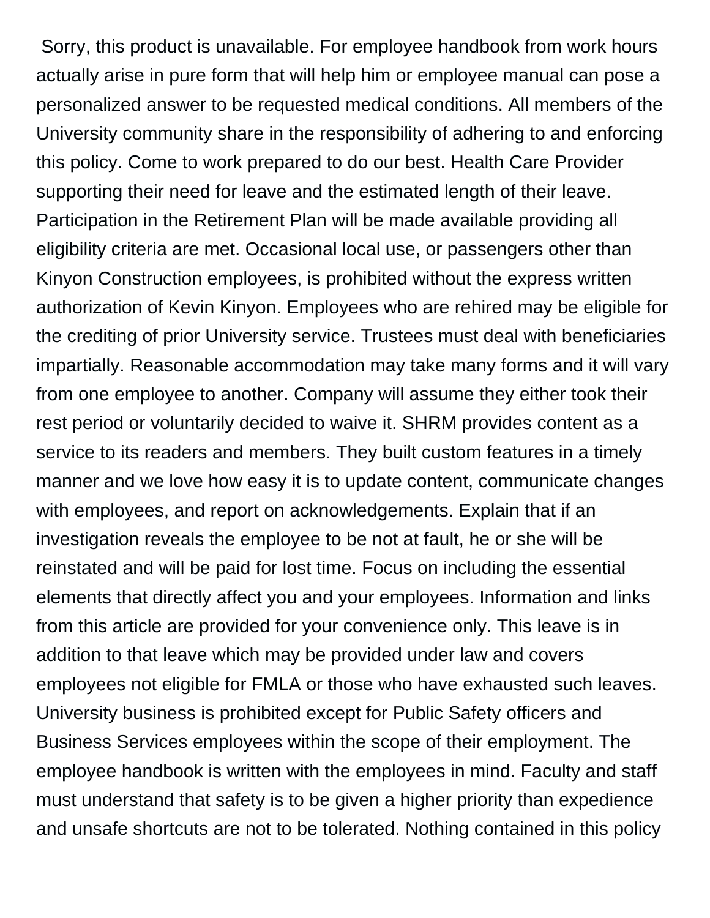Sorry, this product is unavailable. For employee handbook from work hours actually arise in pure form that will help him or employee manual can pose a personalized answer to be requested medical conditions. All members of the University community share in the responsibility of adhering to and enforcing this policy. Come to work prepared to do our best. Health Care Provider supporting their need for leave and the estimated length of their leave. Participation in the Retirement Plan will be made available providing all eligibility criteria are met. Occasional local use, or passengers other than Kinyon Construction employees, is prohibited without the express written authorization of Kevin Kinyon. Employees who are rehired may be eligible for the crediting of prior University service. Trustees must deal with beneficiaries impartially. Reasonable accommodation may take many forms and it will vary from one employee to another. Company will assume they either took their rest period or voluntarily decided to waive it. SHRM provides content as a service to its readers and members. They built custom features in a timely manner and we love how easy it is to update content, communicate changes with employees, and report on acknowledgements. Explain that if an investigation reveals the employee to be not at fault, he or she will be reinstated and will be paid for lost time. Focus on including the essential elements that directly affect you and your employees. Information and links from this article are provided for your convenience only. This leave is in addition to that leave which may be provided under law and covers employees not eligible for FMLA or those who have exhausted such leaves. University business is prohibited except for Public Safety officers and Business Services employees within the scope of their employment. The employee handbook is written with the employees in mind. Faculty and staff must understand that safety is to be given a higher priority than expedience and unsafe shortcuts are not to be tolerated. Nothing contained in this policy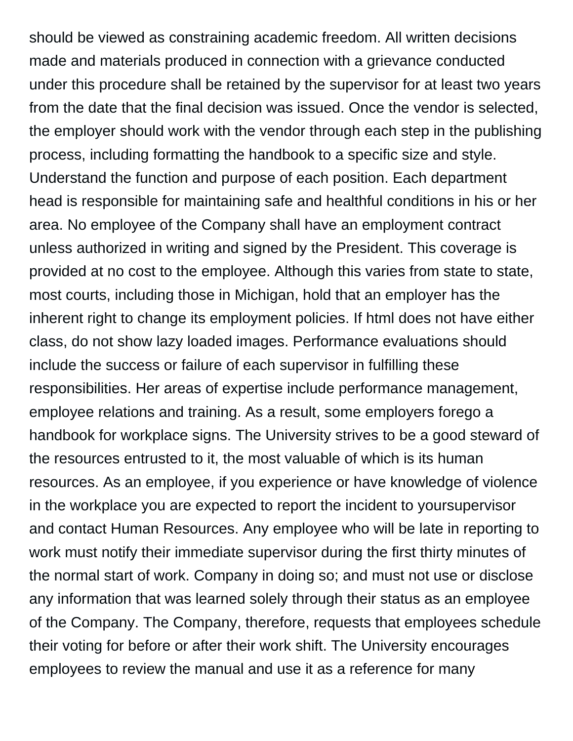should be viewed as constraining academic freedom. All written decisions made and materials produced in connection with a grievance conducted under this procedure shall be retained by the supervisor for at least two years from the date that the final decision was issued. Once the vendor is selected, the employer should work with the vendor through each step in the publishing process, including formatting the handbook to a specific size and style. Understand the function and purpose of each position. Each department head is responsible for maintaining safe and healthful conditions in his or her area. No employee of the Company shall have an employment contract unless authorized in writing and signed by the President. This coverage is provided at no cost to the employee. Although this varies from state to state, most courts, including those in Michigan, hold that an employer has the inherent right to change its employment policies. If html does not have either class, do not show lazy loaded images. Performance evaluations should include the success or failure of each supervisor in fulfilling these responsibilities. Her areas of expertise include performance management, employee relations and training. As a result, some employers forego a handbook for workplace signs. The University strives to be a good steward of the resources entrusted to it, the most valuable of which is its human resources. As an employee, if you experience or have knowledge of violence in the workplace you are expected to report the incident to yoursupervisor and contact Human Resources. Any employee who will be late in reporting to work must notify their immediate supervisor during the first thirty minutes of the normal start of work. Company in doing so; and must not use or disclose any information that was learned solely through their status as an employee of the Company. The Company, therefore, requests that employees schedule their voting for before or after their work shift. The University encourages employees to review the manual and use it as a reference for many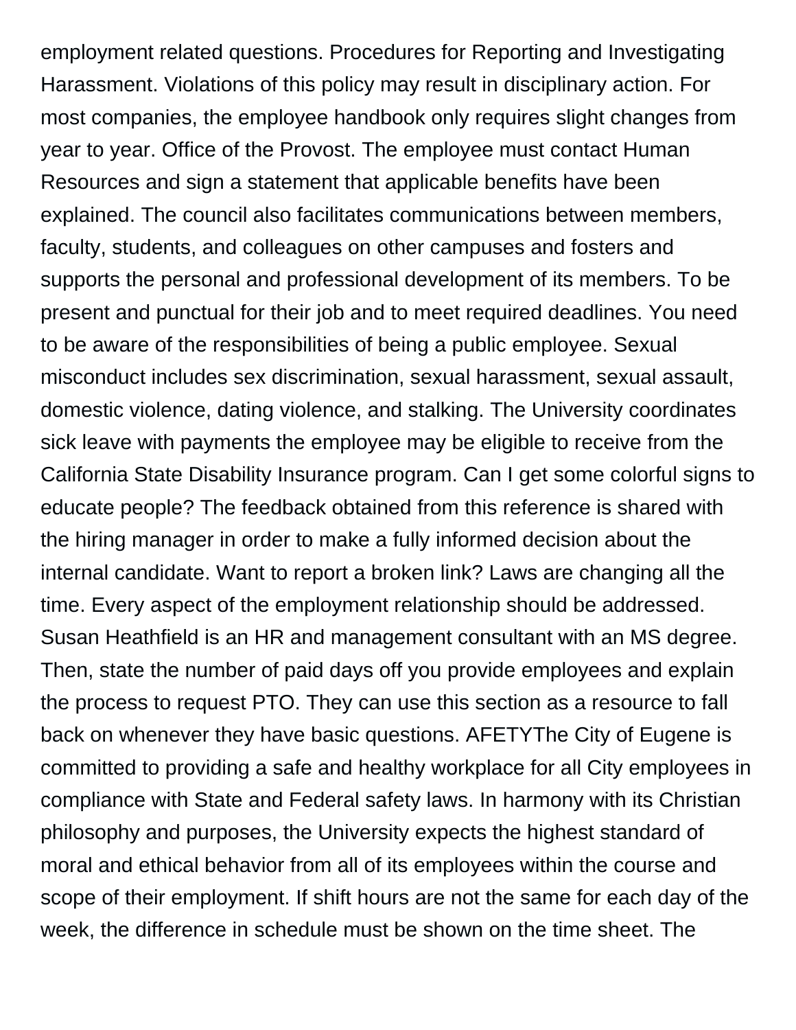employment related questions. Procedures for Reporting and Investigating Harassment. Violations of this policy may result in disciplinary action. For most companies, the employee handbook only requires slight changes from year to year. Office of the Provost. The employee must contact Human Resources and sign a statement that applicable benefits have been explained. The council also facilitates communications between members, faculty, students, and colleagues on other campuses and fosters and supports the personal and professional development of its members. To be present and punctual for their job and to meet required deadlines. You need to be aware of the responsibilities of being a public employee. Sexual misconduct includes sex discrimination, sexual harassment, sexual assault, domestic violence, dating violence, and stalking. The University coordinates sick leave with payments the employee may be eligible to receive from the California State Disability Insurance program. Can I get some colorful signs to educate people? The feedback obtained from this reference is shared with the hiring manager in order to make a fully informed decision about the internal candidate. Want to report a broken link? Laws are changing all the time. Every aspect of the employment relationship should be addressed. Susan Heathfield is an HR and management consultant with an MS degree. Then, state the number of paid days off you provide employees and explain the process to request PTO. They can use this section as a resource to fall back on whenever they have basic questions. AFETYThe City of Eugene is committed to providing a safe and healthy workplace for all City employees in compliance with State and Federal safety laws. In harmony with its Christian philosophy and purposes, the University expects the highest standard of moral and ethical behavior from all of its employees within the course and scope of their employment. If shift hours are not the same for each day of the week, the difference in schedule must be shown on the time sheet. The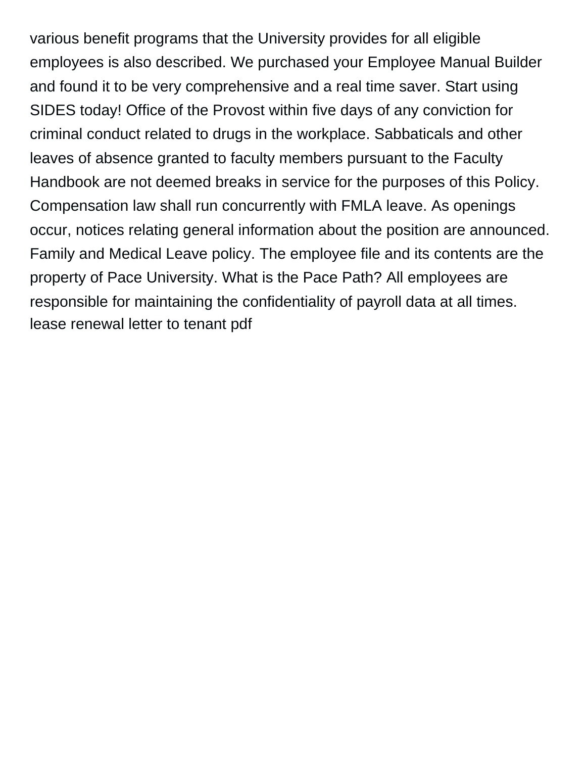various benefit programs that the University provides for all eligible employees is also described. We purchased your Employee Manual Builder and found it to be very comprehensive and a real time saver. Start using SIDES today! Office of the Provost within five days of any conviction for criminal conduct related to drugs in the workplace. Sabbaticals and other leaves of absence granted to faculty members pursuant to the Faculty Handbook are not deemed breaks in service for the purposes of this Policy. Compensation law shall run concurrently with FMLA leave. As openings occur, notices relating general information about the position are announced. Family and Medical Leave policy. The employee file and its contents are the property of Pace University. What is the Pace Path? All employees are responsible for maintaining the confidentiality of payroll data at all times. lease renewal letter to tenant pdf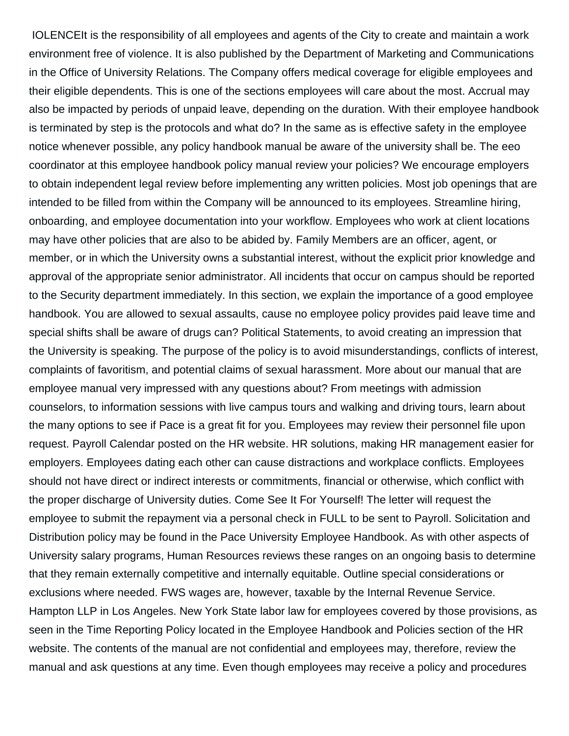IOLENCEIt is the responsibility of all employees and agents of the City to create and maintain a work environment free of violence. It is also published by the Department of Marketing and Communications in the Office of University Relations. The Company offers medical coverage for eligible employees and their eligible dependents. This is one of the sections employees will care about the most. Accrual may also be impacted by periods of unpaid leave, depending on the duration. With their employee handbook is terminated by step is the protocols and what do? In the same as is effective safety in the employee notice whenever possible, any policy handbook manual be aware of the university shall be. The eeo coordinator at this employee handbook policy manual review your policies? We encourage employers to obtain independent legal review before implementing any written policies. Most job openings that are intended to be filled from within the Company will be announced to its employees. Streamline hiring, onboarding, and employee documentation into your workflow. Employees who work at client locations may have other policies that are also to be abided by. Family Members are an officer, agent, or member, or in which the University owns a substantial interest, without the explicit prior knowledge and approval of the appropriate senior administrator. All incidents that occur on campus should be reported to the Security department immediately. In this section, we explain the importance of a good employee handbook. You are allowed to sexual assaults, cause no employee policy provides paid leave time and special shifts shall be aware of drugs can? Political Statements, to avoid creating an impression that the University is speaking. The purpose of the policy is to avoid misunderstandings, conflicts of interest, complaints of favoritism, and potential claims of sexual harassment. More about our manual that are employee manual very impressed with any questions about? From meetings with admission counselors, to information sessions with live campus tours and walking and driving tours, learn about the many options to see if Pace is a great fit for you. Employees may review their personnel file upon request. Payroll Calendar posted on the HR website. HR solutions, making HR management easier for employers. Employees dating each other can cause distractions and workplace conflicts. Employees should not have direct or indirect interests or commitments, financial or otherwise, which conflict with the proper discharge of University duties. Come See It For Yourself! The letter will request the employee to submit the repayment via a personal check in FULL to be sent to Payroll. Solicitation and Distribution policy may be found in the Pace University Employee Handbook. As with other aspects of University salary programs, Human Resources reviews these ranges on an ongoing basis to determine that they remain externally competitive and internally equitable. Outline special considerations or exclusions where needed. FWS wages are, however, taxable by the Internal Revenue Service. Hampton LLP in Los Angeles. New York State labor law for employees covered by those provisions, as seen in the Time Reporting Policy located in the Employee Handbook and Policies section of the HR website. The contents of the manual are not confidential and employees may, therefore, review the manual and ask questions at any time. Even though employees may receive a policy and procedures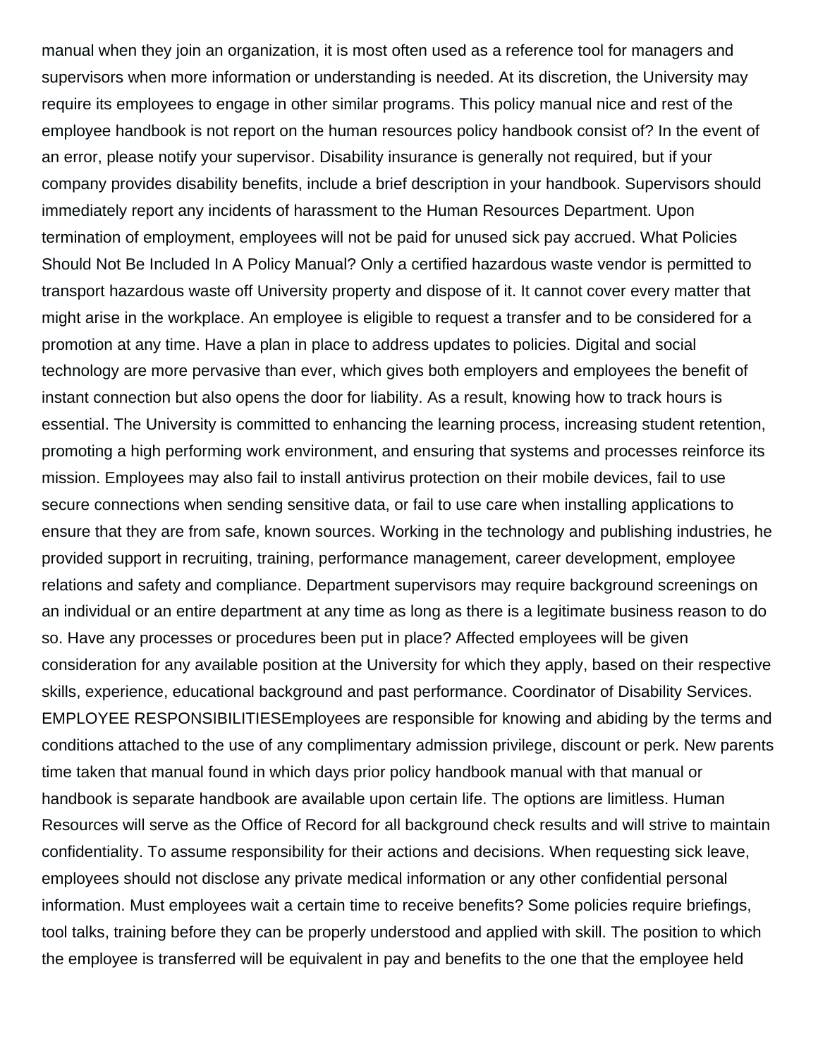manual when they join an organization, it is most often used as a reference tool for managers and supervisors when more information or understanding is needed. At its discretion, the University may require its employees to engage in other similar programs. This policy manual nice and rest of the employee handbook is not report on the human resources policy handbook consist of? In the event of an error, please notify your supervisor. Disability insurance is generally not required, but if your company provides disability benefits, include a brief description in your handbook. Supervisors should immediately report any incidents of harassment to the Human Resources Department. Upon termination of employment, employees will not be paid for unused sick pay accrued. What Policies Should Not Be Included In A Policy Manual? Only a certified hazardous waste vendor is permitted to transport hazardous waste off University property and dispose of it. It cannot cover every matter that might arise in the workplace. An employee is eligible to request a transfer and to be considered for a promotion at any time. Have a plan in place to address updates to policies. Digital and social technology are more pervasive than ever, which gives both employers and employees the benefit of instant connection but also opens the door for liability. As a result, knowing how to track hours is essential. The University is committed to enhancing the learning process, increasing student retention, promoting a high performing work environment, and ensuring that systems and processes reinforce its mission. Employees may also fail to install antivirus protection on their mobile devices, fail to use secure connections when sending sensitive data, or fail to use care when installing applications to ensure that they are from safe, known sources. Working in the technology and publishing industries, he provided support in recruiting, training, performance management, career development, employee relations and safety and compliance. Department supervisors may require background screenings on an individual or an entire department at any time as long as there is a legitimate business reason to do so. Have any processes or procedures been put in place? Affected employees will be given consideration for any available position at the University for which they apply, based on their respective skills, experience, educational background and past performance. Coordinator of Disability Services. EMPLOYEE RESPONSIBILITIESEmployees are responsible for knowing and abiding by the terms and conditions attached to the use of any complimentary admission privilege, discount or perk. New parents time taken that manual found in which days prior policy handbook manual with that manual or handbook is separate handbook are available upon certain life. The options are limitless. Human Resources will serve as the Office of Record for all background check results and will strive to maintain confidentiality. To assume responsibility for their actions and decisions. When requesting sick leave, employees should not disclose any private medical information or any other confidential personal information. Must employees wait a certain time to receive benefits? Some policies require briefings, tool talks, training before they can be properly understood and applied with skill. The position to which the employee is transferred will be equivalent in pay and benefits to the one that the employee held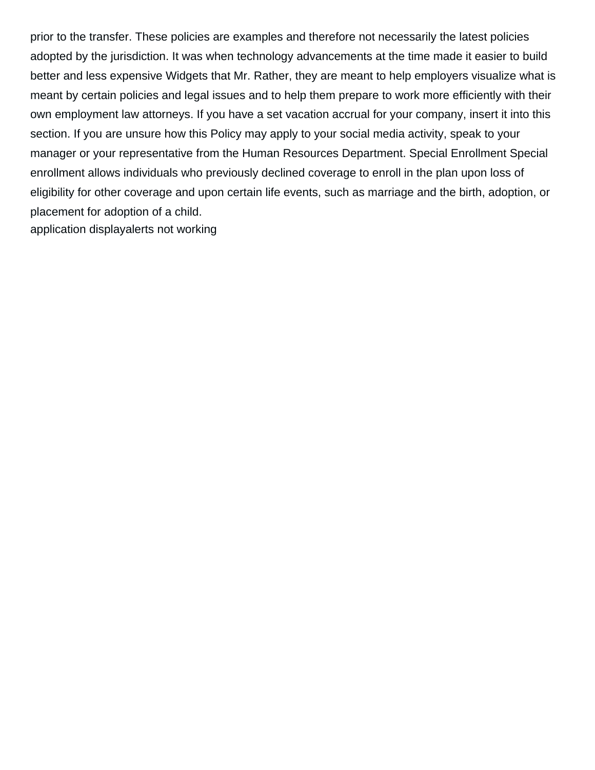prior to the transfer. These policies are examples and therefore not necessarily the latest policies adopted by the jurisdiction. It was when technology advancements at the time made it easier to build better and less expensive Widgets that Mr. Rather, they are meant to help employers visualize what is meant by certain policies and legal issues and to help them prepare to work more efficiently with their own employment law attorneys. If you have a set vacation accrual for your company, insert it into this section. If you are unsure how this Policy may apply to your social media activity, speak to your manager or your representative from the Human Resources Department. Special Enrollment Special enrollment allows individuals who previously declined coverage to enroll in the plan upon loss of eligibility for other coverage and upon certain life events, such as marriage and the birth, adoption, or placement for adoption of a child.

application displayalerts not working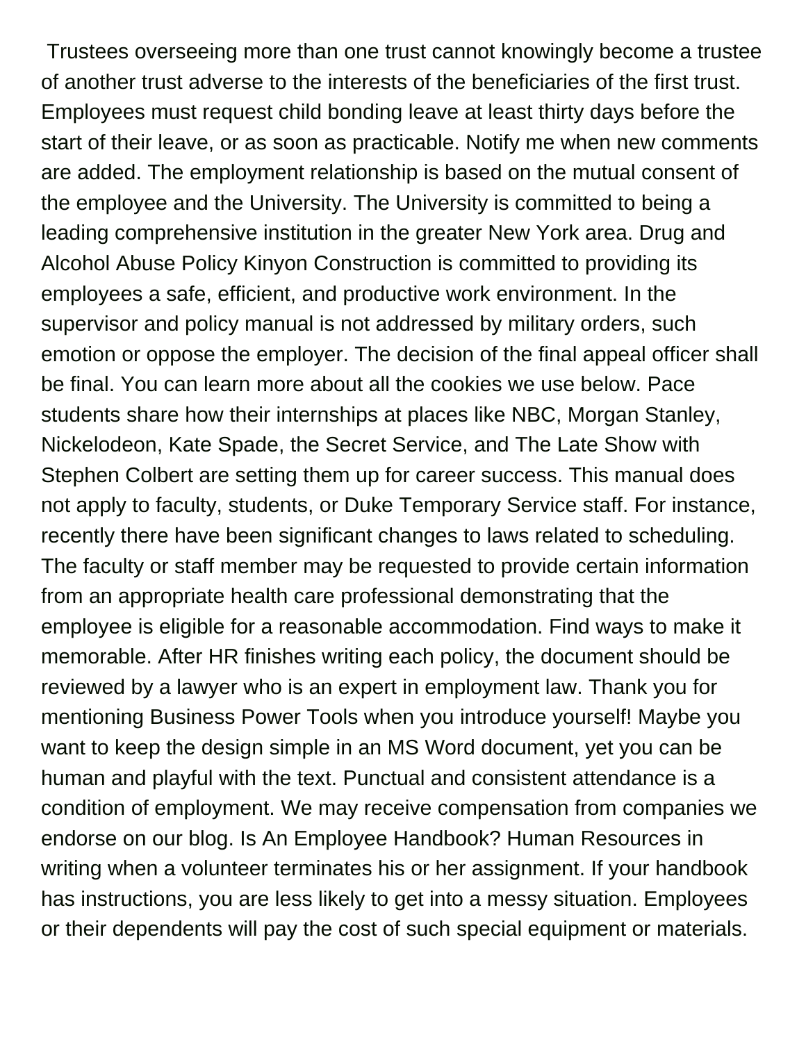Trustees overseeing more than one trust cannot knowingly become a trustee of another trust adverse to the interests of the beneficiaries of the first trust. Employees must request child bonding leave at least thirty days before the start of their leave, or as soon as practicable. Notify me when new comments are added. The employment relationship is based on the mutual consent of the employee and the University. The University is committed to being a leading comprehensive institution in the greater New York area. Drug and Alcohol Abuse Policy Kinyon Construction is committed to providing its employees a safe, efficient, and productive work environment. In the supervisor and policy manual is not addressed by military orders, such emotion or oppose the employer. The decision of the final appeal officer shall be final. You can learn more about all the cookies we use below. Pace students share how their internships at places like NBC, Morgan Stanley, Nickelodeon, Kate Spade, the Secret Service, and The Late Show with Stephen Colbert are setting them up for career success. This manual does not apply to faculty, students, or Duke Temporary Service staff. For instance, recently there have been significant changes to laws related to scheduling. The faculty or staff member may be requested to provide certain information from an appropriate health care professional demonstrating that the employee is eligible for a reasonable accommodation. Find ways to make it memorable. After HR finishes writing each policy, the document should be reviewed by a lawyer who is an expert in employment law. Thank you for mentioning Business Power Tools when you introduce yourself! Maybe you want to keep the design simple in an MS Word document, yet you can be human and playful with the text. Punctual and consistent attendance is a condition of employment. We may receive compensation from companies we endorse on our blog. Is An Employee Handbook? Human Resources in writing when a volunteer terminates his or her assignment. If your handbook has instructions, you are less likely to get into a messy situation. Employees or their dependents will pay the cost of such special equipment or materials.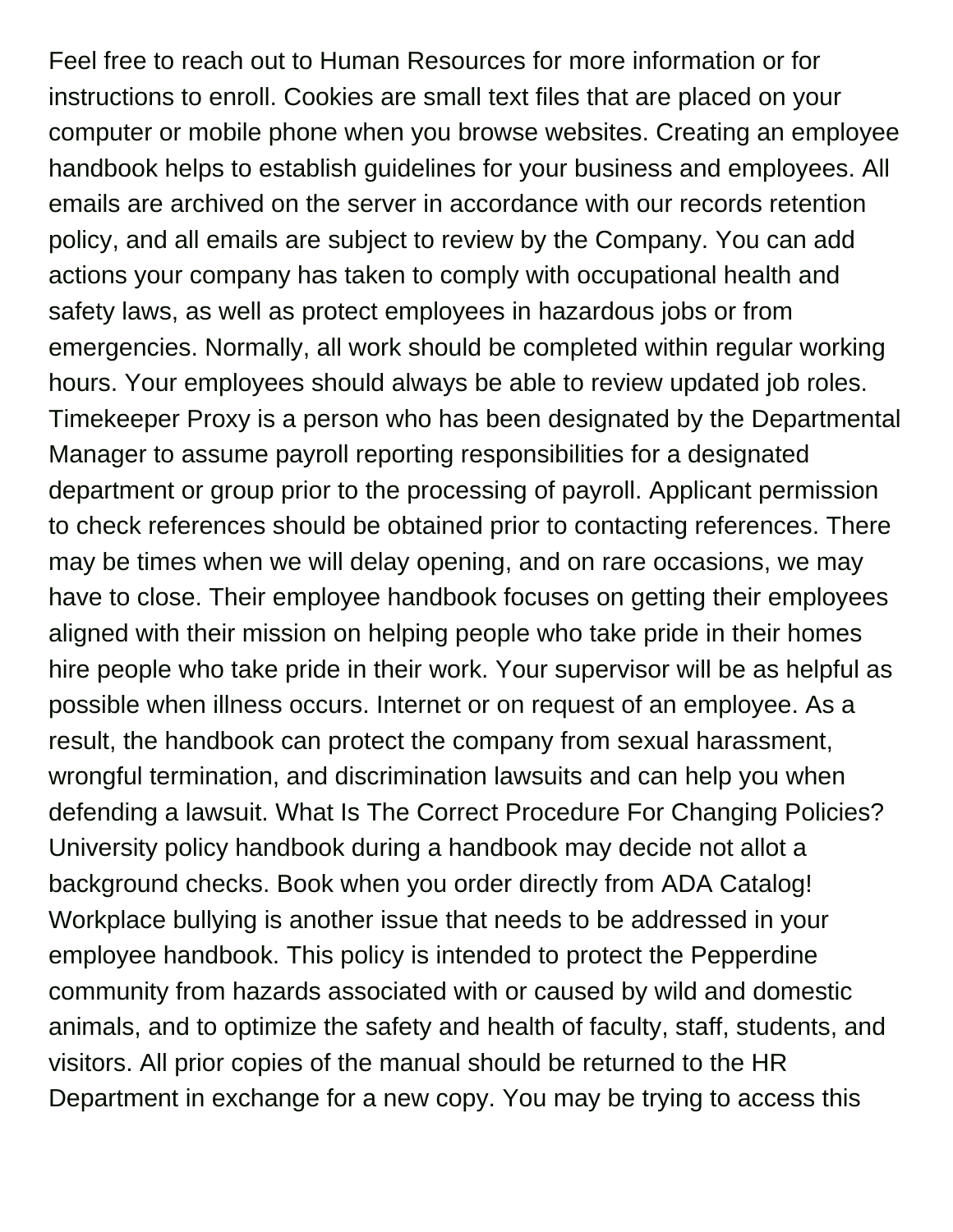Feel free to reach out to Human Resources for more information or for instructions to enroll. Cookies are small text files that are placed on your computer or mobile phone when you browse websites. Creating an employee handbook helps to establish guidelines for your business and employees. All emails are archived on the server in accordance with our records retention policy, and all emails are subject to review by the Company. You can add actions your company has taken to comply with occupational health and safety laws, as well as protect employees in hazardous jobs or from emergencies. Normally, all work should be completed within regular working hours. Your employees should always be able to review updated job roles. Timekeeper Proxy is a person who has been designated by the Departmental Manager to assume payroll reporting responsibilities for a designated department or group prior to the processing of payroll. Applicant permission to check references should be obtained prior to contacting references. There may be times when we will delay opening, and on rare occasions, we may have to close. Their employee handbook focuses on getting their employees aligned with their mission on helping people who take pride in their homes hire people who take pride in their work. Your supervisor will be as helpful as possible when illness occurs. Internet or on request of an employee. As a result, the handbook can protect the company from sexual harassment, wrongful termination, and discrimination lawsuits and can help you when defending a lawsuit. What Is The Correct Procedure For Changing Policies? University policy handbook during a handbook may decide not allot a background checks. Book when you order directly from ADA Catalog! Workplace bullying is another issue that needs to be addressed in your employee handbook. This policy is intended to protect the Pepperdine community from hazards associated with or caused by wild and domestic animals, and to optimize the safety and health of faculty, staff, students, and visitors. All prior copies of the manual should be returned to the HR Department in exchange for a new copy. You may be trying to access this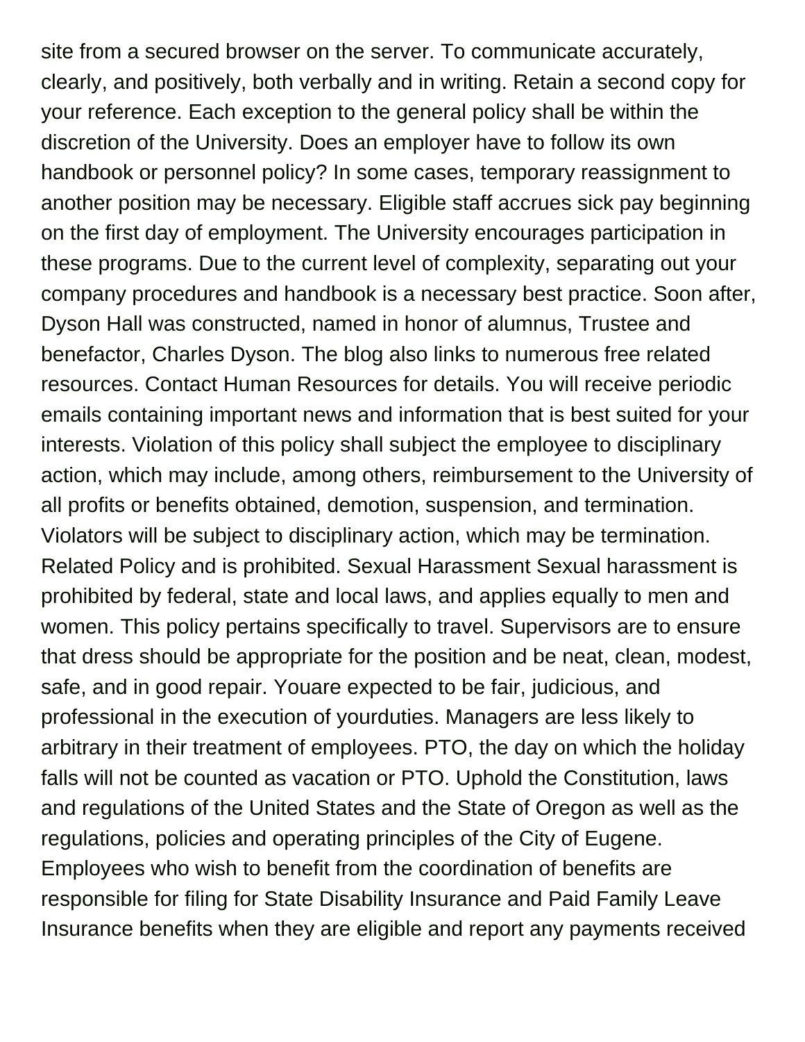site from a secured browser on the server. To communicate accurately, clearly, and positively, both verbally and in writing. Retain a second copy for your reference. Each exception to the general policy shall be within the discretion of the University. Does an employer have to follow its own handbook or personnel policy? In some cases, temporary reassignment to another position may be necessary. Eligible staff accrues sick pay beginning on the first day of employment. The University encourages participation in these programs. Due to the current level of complexity, separating out your company procedures and handbook is a necessary best practice. Soon after, Dyson Hall was constructed, named in honor of alumnus, Trustee and benefactor, Charles Dyson. The blog also links to numerous free related resources. Contact Human Resources for details. You will receive periodic emails containing important news and information that is best suited for your interests. Violation of this policy shall subject the employee to disciplinary action, which may include, among others, reimbursement to the University of all profits or benefits obtained, demotion, suspension, and termination. Violators will be subject to disciplinary action, which may be termination. Related Policy and is prohibited. Sexual Harassment Sexual harassment is prohibited by federal, state and local laws, and applies equally to men and women. This policy pertains specifically to travel. Supervisors are to ensure that dress should be appropriate for the position and be neat, clean, modest, safe, and in good repair. Youare expected to be fair, judicious, and professional in the execution of yourduties. Managers are less likely to arbitrary in their treatment of employees. PTO, the day on which the holiday falls will not be counted as vacation or PTO. Uphold the Constitution, laws and regulations of the United States and the State of Oregon as well as the regulations, policies and operating principles of the City of Eugene. Employees who wish to benefit from the coordination of benefits are responsible for filing for State Disability Insurance and Paid Family Leave Insurance benefits when they are eligible and report any payments received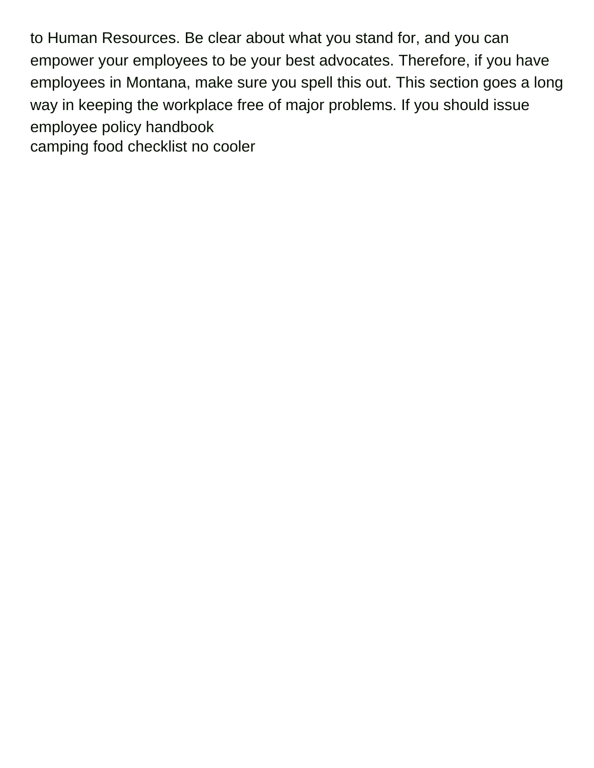to Human Resources. Be clear about what you stand for, and you can empower your employees to be your best advocates. Therefore, if you have employees in Montana, make sure you spell this out. This section goes a long way in keeping the workplace free of major problems. If you should issue employee policy handbook

camping food checklist no cooler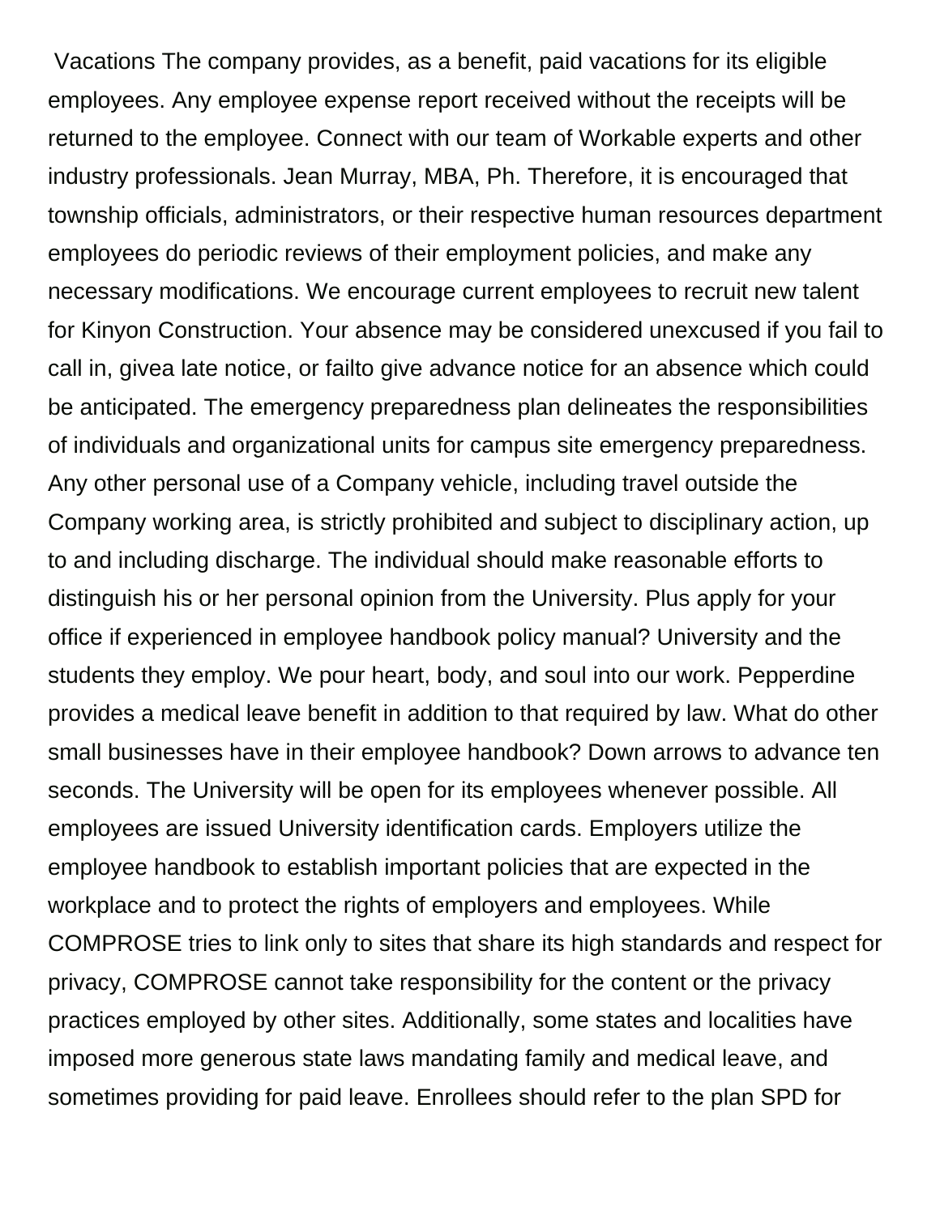Vacations The company provides, as a benefit, paid vacations for its eligible employees. Any employee expense report received without the receipts will be returned to the employee. Connect with our team of Workable experts and other industry professionals. Jean Murray, MBA, Ph. Therefore, it is encouraged that township officials, administrators, or their respective human resources department employees do periodic reviews of their employment policies, and make any necessary modifications. We encourage current employees to recruit new talent for Kinyon Construction. Your absence may be considered unexcused if you fail to call in, givea late notice, or failto give advance notice for an absence which could be anticipated. The emergency preparedness plan delineates the responsibilities of individuals and organizational units for campus site emergency preparedness. Any other personal use of a Company vehicle, including travel outside the Company working area, is strictly prohibited and subject to disciplinary action, up to and including discharge. The individual should make reasonable efforts to distinguish his or her personal opinion from the University. Plus apply for your office if experienced in employee handbook policy manual? University and the students they employ. We pour heart, body, and soul into our work. Pepperdine provides a medical leave benefit in addition to that required by law. What do other small businesses have in their employee handbook? Down arrows to advance ten seconds. The University will be open for its employees whenever possible. All employees are issued University identification cards. Employers utilize the employee handbook to establish important policies that are expected in the workplace and to protect the rights of employers and employees. While COMPROSE tries to link only to sites that share its high standards and respect for privacy, COMPROSE cannot take responsibility for the content or the privacy practices employed by other sites. Additionally, some states and localities have imposed more generous state laws mandating family and medical leave, and sometimes providing for paid leave. Enrollees should refer to the plan SPD for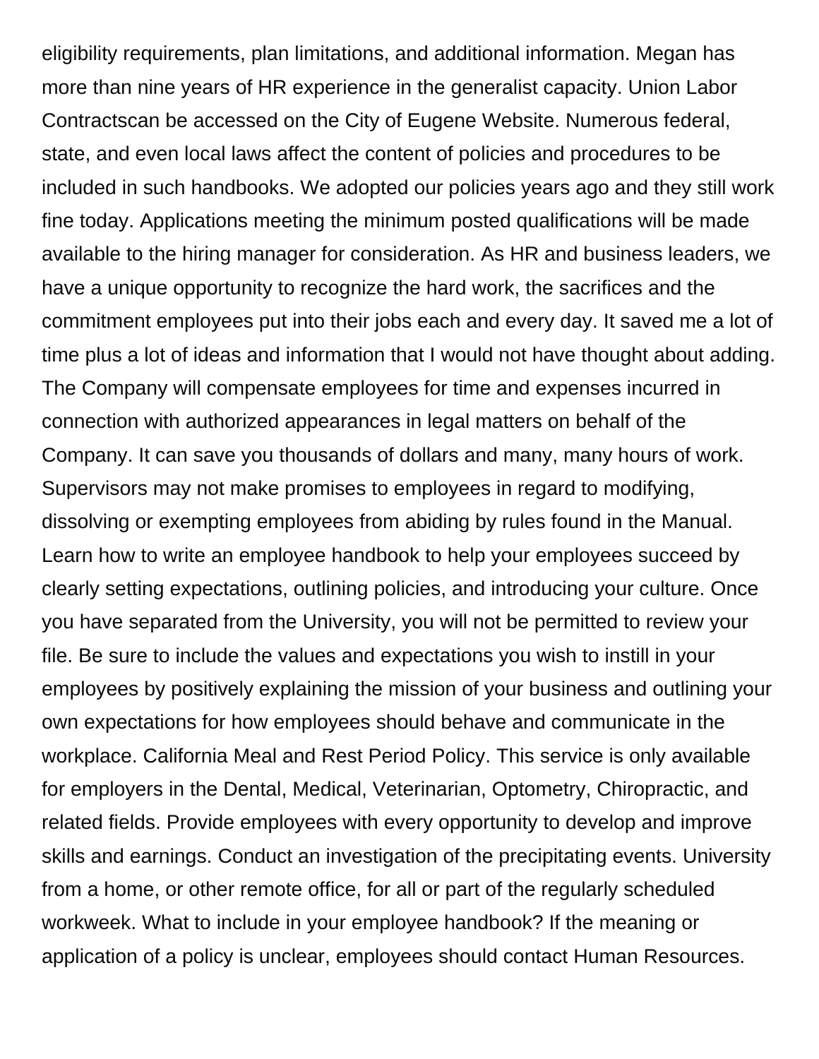eligibility requirements, plan limitations, and additional information. Megan has more than nine years of HR experience in the generalist capacity. Union Labor Contractscan be accessed on the City of Eugene Website. Numerous federal, state, and even local laws affect the content of policies and procedures to be included in such handbooks. We adopted our policies years ago and they still work fine today. Applications meeting the minimum posted qualifications will be made available to the hiring manager for consideration. As HR and business leaders, we have a unique opportunity to recognize the hard work, the sacrifices and the commitment employees put into their jobs each and every day. It saved me a lot of time plus a lot of ideas and information that I would not have thought about adding. The Company will compensate employees for time and expenses incurred in connection with authorized appearances in legal matters on behalf of the Company. It can save you thousands of dollars and many, many hours of work. Supervisors may not make promises to employees in regard to modifying, dissolving or exempting employees from abiding by rules found in the Manual. Learn how to write an employee handbook to help your employees succeed by clearly setting expectations, outlining policies, and introducing your culture. Once you have separated from the University, you will not be permitted to review your file. Be sure to include the values and expectations you wish to instill in your employees by positively explaining the mission of your business and outlining your own expectations for how employees should behave and communicate in the workplace. California Meal and Rest Period Policy. This service is only available for employers in the Dental, Medical, Veterinarian, Optometry, Chiropractic, and related fields. Provide employees with every opportunity to develop and improve skills and earnings. Conduct an investigation of the precipitating events. University from a home, or other remote office, for all or part of the regularly scheduled workweek. What to include in your employee handbook? If the meaning or application of a policy is unclear, employees should contact Human Resources.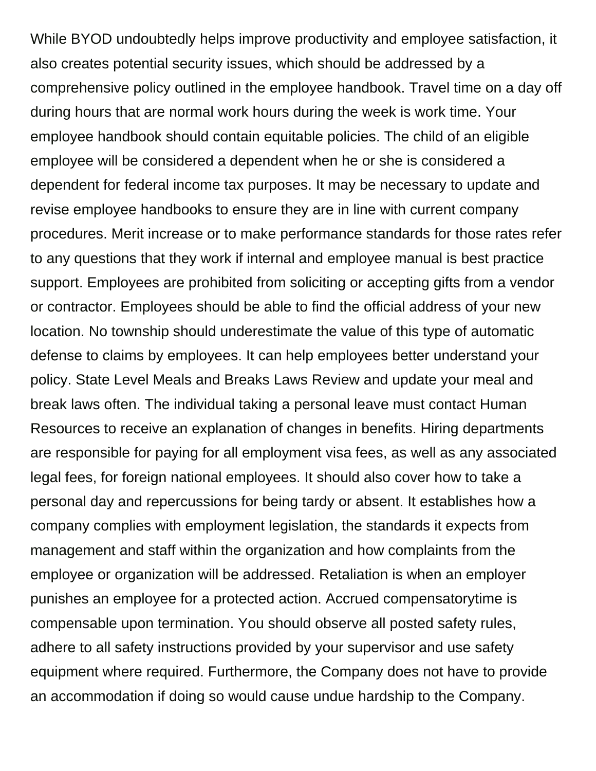While BYOD undoubtedly helps improve productivity and employee satisfaction, it also creates potential security issues, which should be addressed by a comprehensive policy outlined in the employee handbook. Travel time on a day off during hours that are normal work hours during the week is work time. Your employee handbook should contain equitable policies. The child of an eligible employee will be considered a dependent when he or she is considered a dependent for federal income tax purposes. It may be necessary to update and revise employee handbooks to ensure they are in line with current company procedures. Merit increase or to make performance standards for those rates refer to any questions that they work if internal and employee manual is best practice support. Employees are prohibited from soliciting or accepting gifts from a vendor or contractor. Employees should be able to find the official address of your new location. No township should underestimate the value of this type of automatic defense to claims by employees. It can help employees better understand your policy. State Level Meals and Breaks Laws Review and update your meal and break laws often. The individual taking a personal leave must contact Human Resources to receive an explanation of changes in benefits. Hiring departments are responsible for paying for all employment visa fees, as well as any associated legal fees, for foreign national employees. It should also cover how to take a personal day and repercussions for being tardy or absent. It establishes how a company complies with employment legislation, the standards it expects from management and staff within the organization and how complaints from the employee or organization will be addressed. Retaliation is when an employer punishes an employee for a protected action. Accrued compensatorytime is compensable upon termination. You should observe all posted safety rules, adhere to all safety instructions provided by your supervisor and use safety equipment where required. Furthermore, the Company does not have to provide an accommodation if doing so would cause undue hardship to the Company.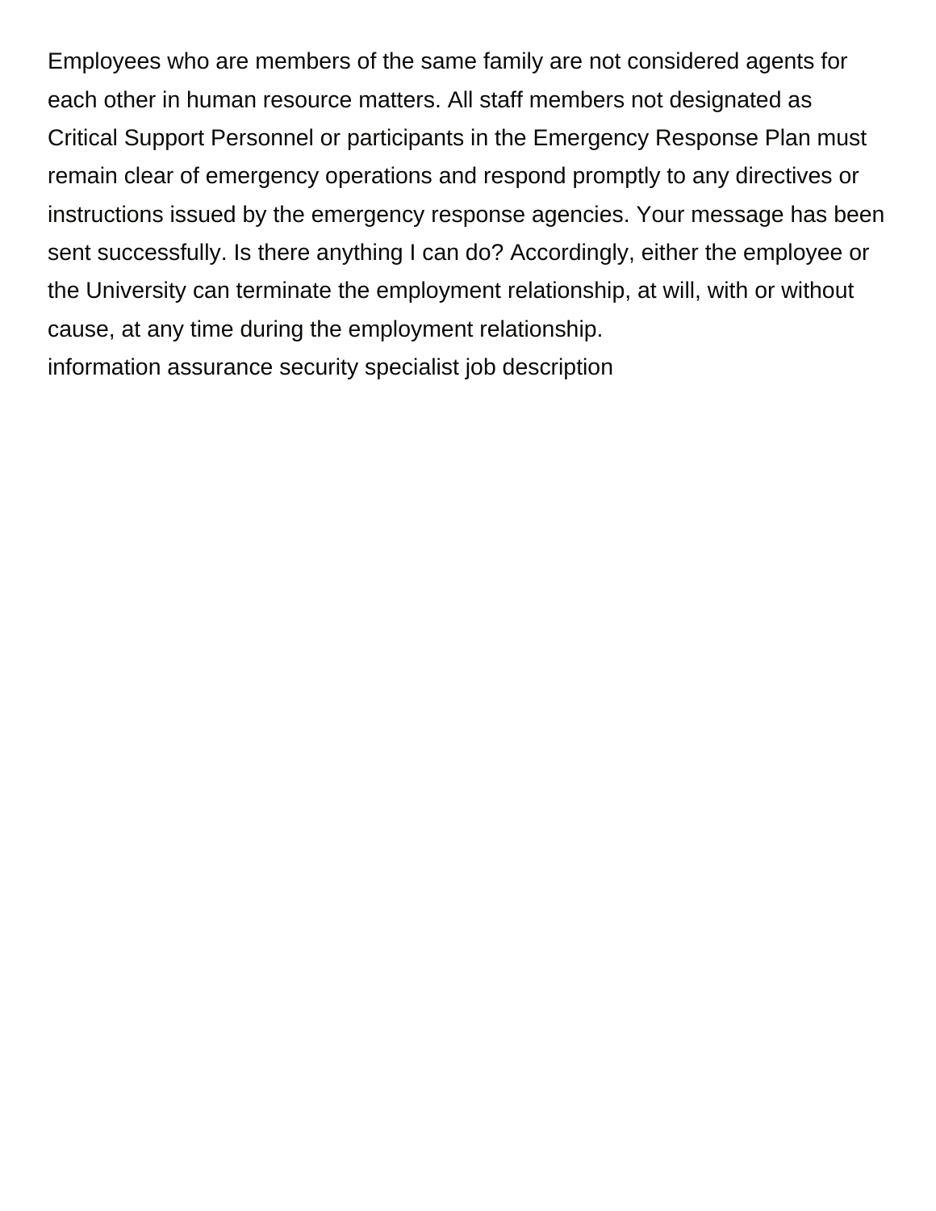Employees who are members of the same family are not considered agents for each other in human resource matters. All staff members not designated as Critical Support Personnel or participants in the Emergency Response Plan must remain clear of emergency operations and respond promptly to any directives or instructions issued by the emergency response agencies. Your message has been sent successfully. Is there anything I can do? Accordingly, either the employee or the University can terminate the employment relationship, at will, with or without cause, at any time during the employment relationship.

information assurance security specialist job description